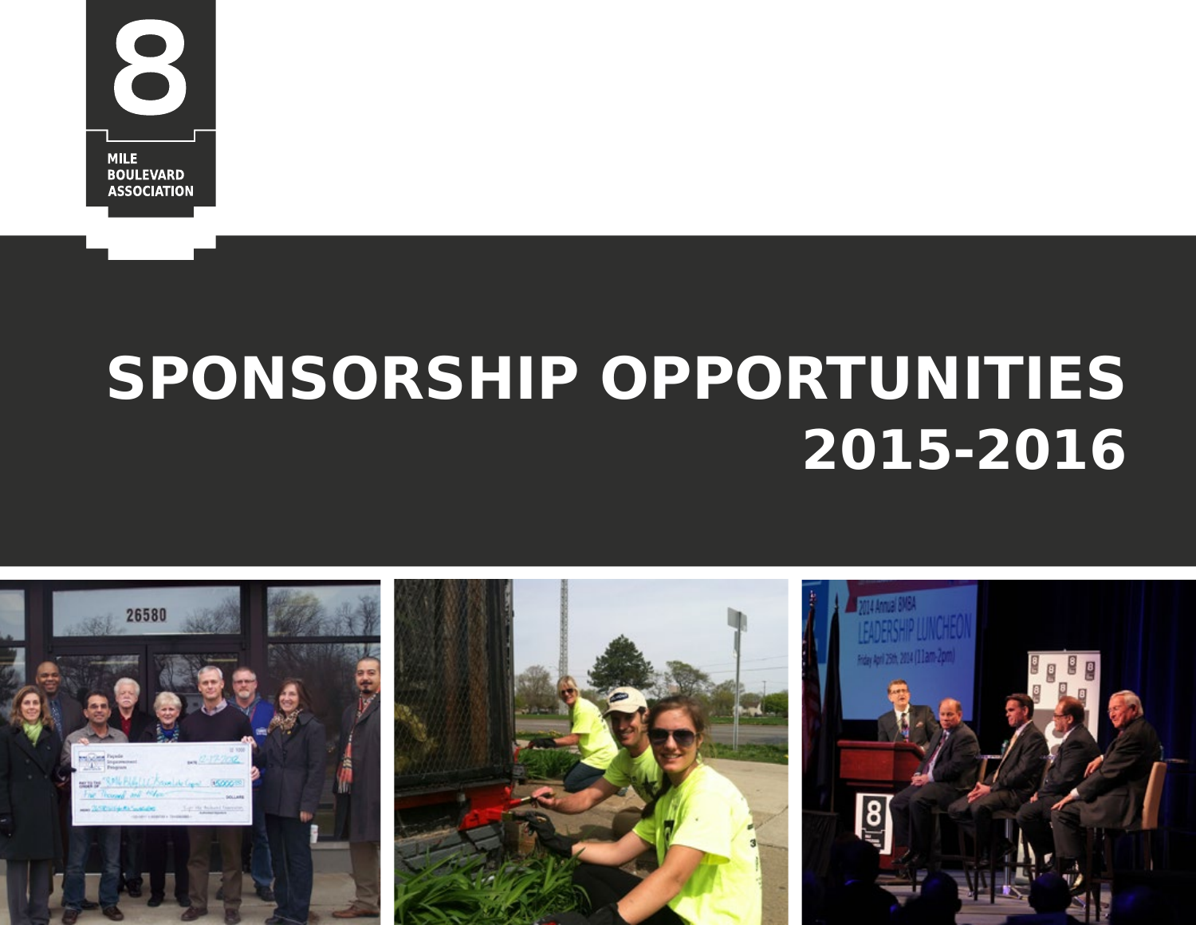8

MILE BOULEVARD ASSOCIATION

# SPONSORSHIP OPPORTUNITIES 2015-2016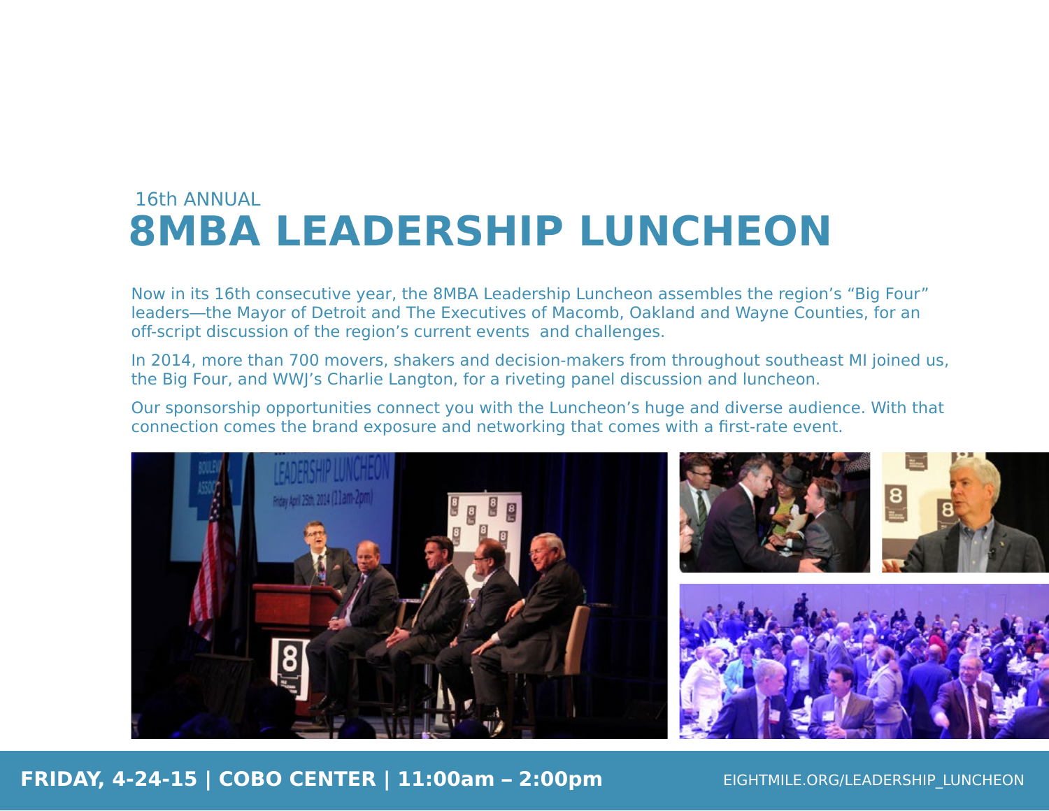16th ANNUAL

# 8MBA LEADERSHIP LUNCHEON

Now in its 16th consecutive year, the 8MBA Leadership Luncheon assembles the region's "Big Four" leaders—the Mayor of Detroit and The Executives of Macomb, Oakland and Wayne Counties, for an off-script discussion of the region's current events and challenges.

In 2014, more than 700 movers, shakers and decision-makers from throughout southeast MI joined us, the Big Four, and WWJ's Charlie Langton, for a riveting panel discussion and luncheon.

Our sponsorship opportunities connect you with the Luncheon's huge and diverse audience. With that connection comes the brand exposure and networking that comes with a first-rate event.

**FRIDAY, 4-24-15 | COBO CENTER | 11:00am – 2:00pm**

EIGHTMILE.ORG/LEADERSHIP_LUNCHEON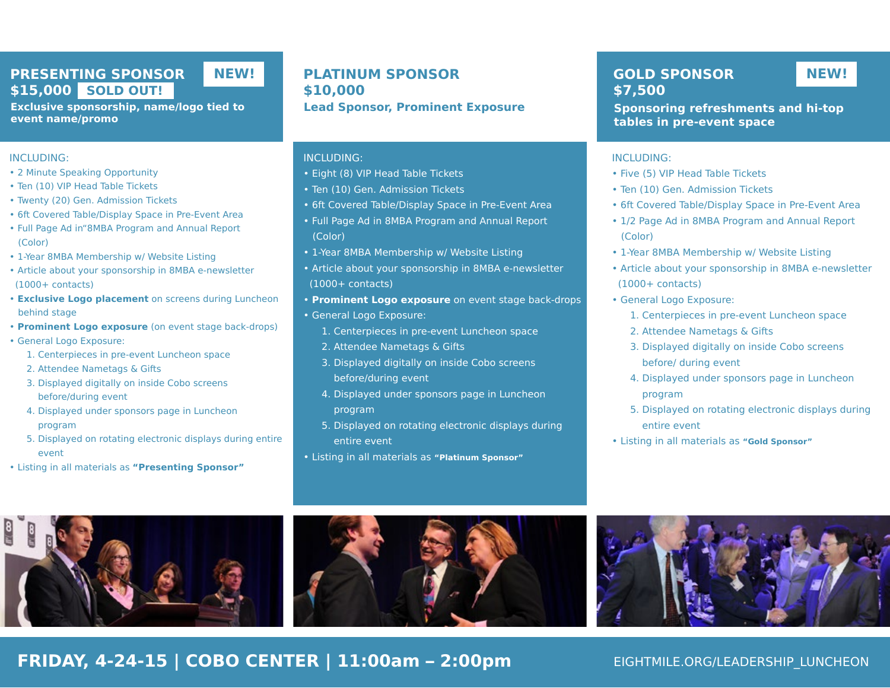## PRESENTING SPONSOR

**NEW!**

**$15,000 SOLD OUT!**

**Exclusive sponsorship, name/logo tied to event name/promo**

INCLUDING:

- 2 Minute Speaking Opportunity
- Ten (10) VIP Head Table Tickets
- Twenty (20) Gen. Admission Tickets
- 6ft Covered Table/Display Space in Pre-Event Area
- Full Page Ad in"8MBA Program and Annual Report (Color)
- 1-Year 8MBA Membership w/ Website Listing
- Article about your sponsorship in 8MBA e-newsletter (1000+ contacts)
- **Exclusive Logo placement** on screens during Luncheon behind stage
- **Prominent Logo exposure** (on event stage back-drops)
- General Logo Exposure:
  1. Centerpieces in pre-event Luncheon space
  2. Attendee Nametags & Gifts
  3. Displayed digitally on inside Cobo screens before/during event
  4. Displayed under sponsors page in Luncheon program
  5. Displayed on rotating electronic displays during entire event
- Listing in all materials as **"Presenting Sponsor"**

## PLATINUM SPONSOR

**$10,000**

**Lead Sponsor, Prominent Exposure**

INCLUDING:

- Eight (8) VIP Head Table Tickets
- Ten (10) Gen. Admission Tickets
- 6ft Covered Table/Display Space in Pre-Event Area
- Full Page Ad in 8MBA Program and Annual Report (Color)
- 1-Year 8MBA Membership w/ Website Listing
- Article about your sponsorship in 8MBA e-newsletter (1000+ contacts)
- **Prominent Logo exposure** on event stage back-drops
- General Logo Exposure:
  1. Centerpieces in pre-event Luncheon space
  2. Attendee Nametags & Gifts
  3. Displayed digitally on inside Cobo screens before/during event
  4. Displayed under sponsors page in Luncheon program
  5. Displayed on rotating electronic displays during entire event
- Listing in all materials as **"Platinum Sponsor"**

## GOLD SPONSOR

**NEW!**

**$7,500**

**Sponsoring refreshments and hi-top tables in pre-event space**

INCLUDING:

- Five (5) VIP Head Table Tickets
- Ten (10) Gen. Admission Tickets
- 6ft Covered Table/Display Space in Pre-Event Area
- 1/2 Page Ad in 8MBA Program and Annual Report (Color)
- 1-Year 8MBA Membership w/ Website Listing
- Article about your sponsorship in 8MBA e-newsletter (1000+ contacts)
- General Logo Exposure:
  1. Centerpieces in pre-event Luncheon space
  2. Attendee Nametags & Gifts
  3. Displayed digitally on inside Cobo screens before/ during event
  4. Displayed under sponsors page in Luncheon program
  5. Displayed on rotating electronic displays during entire event
- Listing in all materials as **"Gold Sponsor"**

**FRIDAY, 4-24-15 | COBO CENTER | 11:00am – 2:00pm**

EIGHTMILE.ORG/LEADERSHIP_LUNCHEON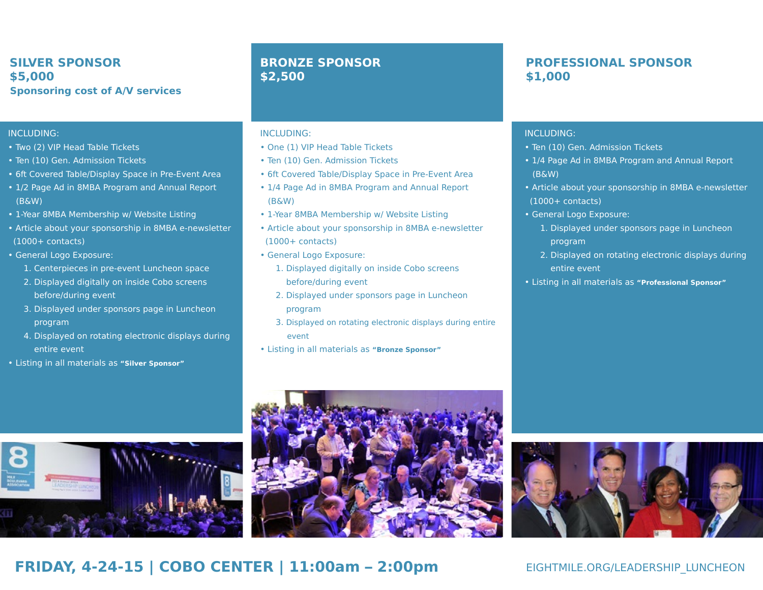## SILVER SPONSOR
## $5,000
### Sponsoring cost of A/V services

INCLUDING:

- Two (2) VIP Head Table Tickets
- Ten (10) Gen. Admission Tickets
- 6ft Covered Table/Display Space in Pre-Event Area
- 1/2 Page Ad in 8MBA Program and Annual Report (B&W)
- 1-Year 8MBA Membership w/ Website Listing
- Article about your sponsorship in 8MBA e-newsletter (1000+ contacts)
- General Logo Exposure:
  1. Centerpieces in pre-event Luncheon space
  2. Displayed digitally on inside Cobo screens before/during event
  3. Displayed under sponsors page in Luncheon program
  4. Displayed on rotating electronic displays during entire event
- Listing in all materials as **"Silver Sponsor"**

## BRONZE SPONSOR
## $2,500

INCLUDING:

- One (1) VIP Head Table Tickets
- Ten (10) Gen. Admission Tickets
- 6ft Covered Table/Display Space in Pre-Event Area
- 1/4 Page Ad in 8MBA Program and Annual Report (B&W)
- 1-Year 8MBA Membership w/ Website Listing
- Article about your sponsorship in 8MBA e-newsletter (1000+ contacts)
- General Logo Exposure:
  1. Displayed digitally on inside Cobo screens before/during event
  2. Displayed under sponsors page in Luncheon program
  3. Displayed on rotating electronic displays during entire event
- Listing in all materials as **"Bronze Sponsor"**

## PROFESSIONAL SPONSOR
## $1,000

INCLUDING:

- Ten (10) Gen. Admission Tickets
- 1/4 Page Ad in 8MBA Program and Annual Report (B&W)
- Article about your sponsorship in 8MBA e-newsletter (1000+ contacts)
- General Logo Exposure:
  1. Displayed under sponsors page in Luncheon program
  2. Displayed on rotating electronic displays during entire event
- Listing in all materials as **"Professional Sponsor"**

**FRIDAY, 4-24-15 | COBO CENTER | 11:00am – 2:00pm**

EIGHTMILE.ORG/LEADERSHIP_LUNCHEON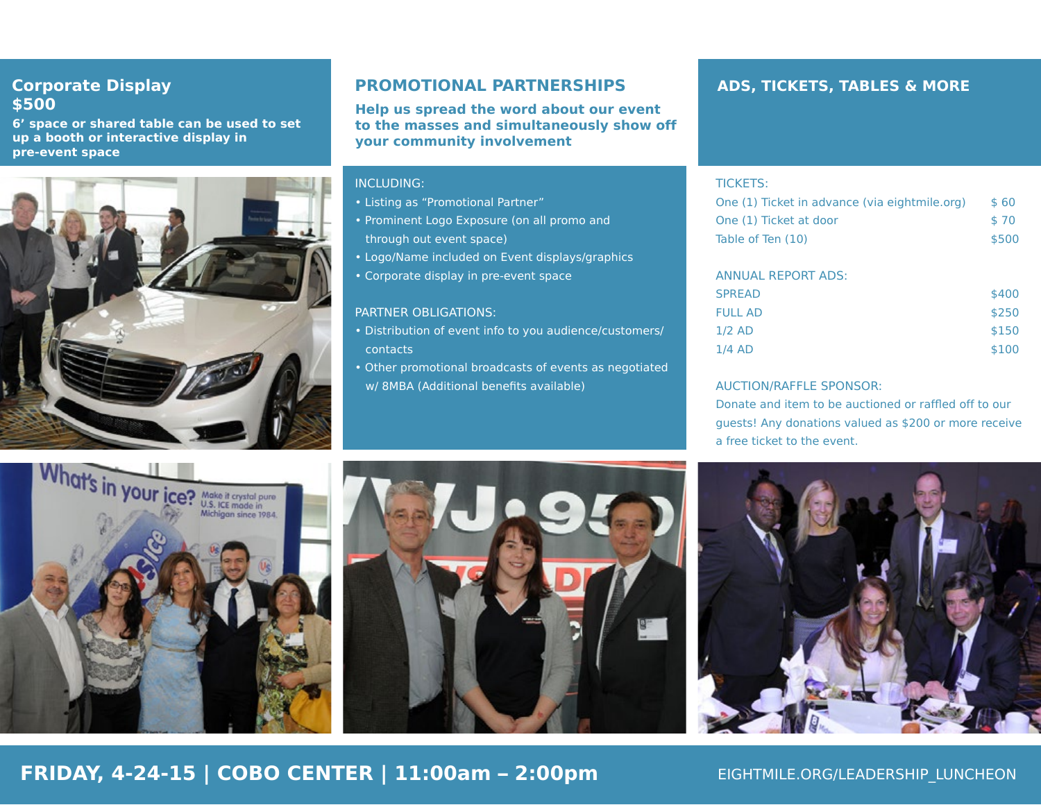## Corporate Display $500

**6' space or shared table can be used to set up a booth or interactive display in pre-event space**

## PROMOTIONAL PARTNERSHIPS

**Help us spread the word about our event to the masses and simultaneously show off your community involvement**

INCLUDING:

- Listing as "Promotional Partner"
- Prominent Logo Exposure (on all promo and through out event space)
- Logo/Name included on Event displays/graphics
- Corporate display in pre-event space

PARTNER OBLIGATIONS:

- Distribution of event info to you audience/customers/ contacts
- Other promotional broadcasts of events as negotiated w/ 8MBA (Additional benefits available)

## ADS, TICKETS, TABLES & MORE

TICKETS:

| | |
|---|---|
| One (1) Ticket in advance (via eightmile.org) | $ 60 |
| One (1) Ticket at door | $ 70 |
| Table of Ten (10) | $500 |

ANNUAL REPORT ADS:

| | |
|---|---|
| SPREAD | $400 |
| FULL AD | $250 |
| 1/2 AD | $150 |
| 1/4 AD | $100 |

AUCTION/RAFFLE SPONSOR:

Donate and item to be auctioned or raffled off to our guests! Any donations valued as $200 or more receive a free ticket to the event.

**FRIDAY, 4-24-15 | COBO CENTER | 11:00am – 2:00pm**

EIGHTMILE.ORG/LEADERSHIP_LUNCHEON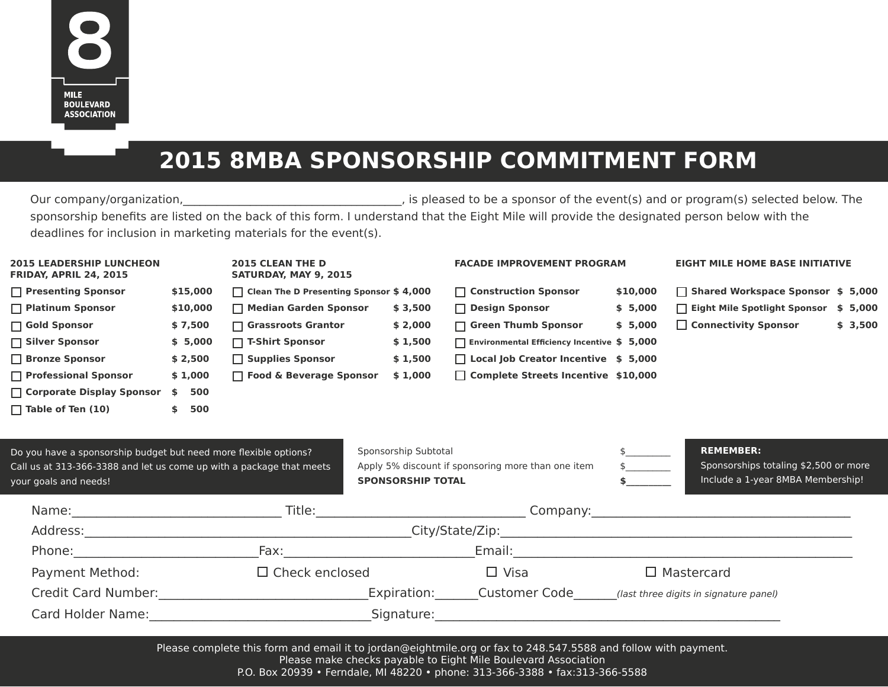8 MILE BOULEVARD ASSOCIATION

# 2015 8MBA SPONSORSHIP COMMITMENT FORM

Our company/organization,____________________________________, is pleased to be a sponsor of the event(s) and or program(s) selected below. The sponsorship benefits are listed on the back of this form. I understand that the Eight Mile will provide the designated person below with the deadlines for inclusion in marketing materials for the event(s).

**2015 LEADERSHIP LUNCHEON**
**FRIDAY, APRIL 24, 2015**

- ☐ **Presenting Sponsor** $15,000
- ☐ **Platinum Sponsor** $10,000
- ☐ **Gold Sponsor** $ 7,500
- ☐ **Silver Sponsor** $ 5,000
- ☐ **Bronze Sponsor** $ 2,500
- ☐ **Professional Sponsor** $ 1,000
- ☐ **Corporate Display Sponsor** $ 500
- ☐ **Table of Ten (10)** $ 500

**2015 CLEAN THE D**
**SATURDAY, MAY 9, 2015**

- ☐ **Clean The D Presenting Sponsor** $ 4,000
- ☐ **Median Garden Sponsor** $ 3,500
- ☐ **Grassroots Grantor** $ 2,000
- ☐ **T-Shirt Sponsor** $ 1,500
- ☐ **Supplies Sponsor** $ 1,500
- ☐ **Food & Beverage Sponsor** $ 1,000

**FACADE IMPROVEMENT PROGRAM**

- ☐ **Construction Sponsor** $10,000
- ☐ **Design Sponsor** $ 5,000
- ☐ **Green Thumb Sponsor** $ 5,000
- ☐ **Environmental Efficiency Incentive** $ 5,000
- ☐ **Local Job Creator Incentive** $ 5,000
- ☐ **Complete Streets Incentive** $10,000

**EIGHT MILE HOME BASE INITIATIVE**

- ☐ **Shared Workspace Sponsor** $ 5,000
- ☐ **Eight Mile Spotlight Sponsor** $ 5,000
- ☐ **Connectivity Sponsor** $ 3,500

Do you have a sponsorship budget but need more flexible options? Call us at 313-366-3388 and let us come up with a package that meets your goals and needs!

Sponsorship Subtotal $_________
Apply 5% discount if sponsoring more than one item $_________
**SPONSORSHIP TOTAL** **$_________**

**REMEMBER:**
Sponsorships totaling $2,500 or more Include a 1-year 8MBA Membership!

Name:_______________________________ Title:_______________________________ Company:______________________________________

Address:_______________________________________________City/State/Zip:____________________________________________________

Phone:___________________________Fax:____________________________Email:_________________________________________________

Payment Method: ☐ Check enclosed ☐ Visa ☐ Mastercard

Credit Card Number:______________________________Expiration:______Customer Code______ *(last three digits in signature panel)*

Card Holder Name:_________________________________Signature:_____________________________________________________

Please complete this form and email it to jordan@eightmile.org or fax to 248.547.5588 and follow with payment.
Please make checks payable to Eight Mile Boulevard Association
P.O. Box 20939 • Ferndale, MI 48220 • phone: 313-366-3388 • fax:313-366-5588